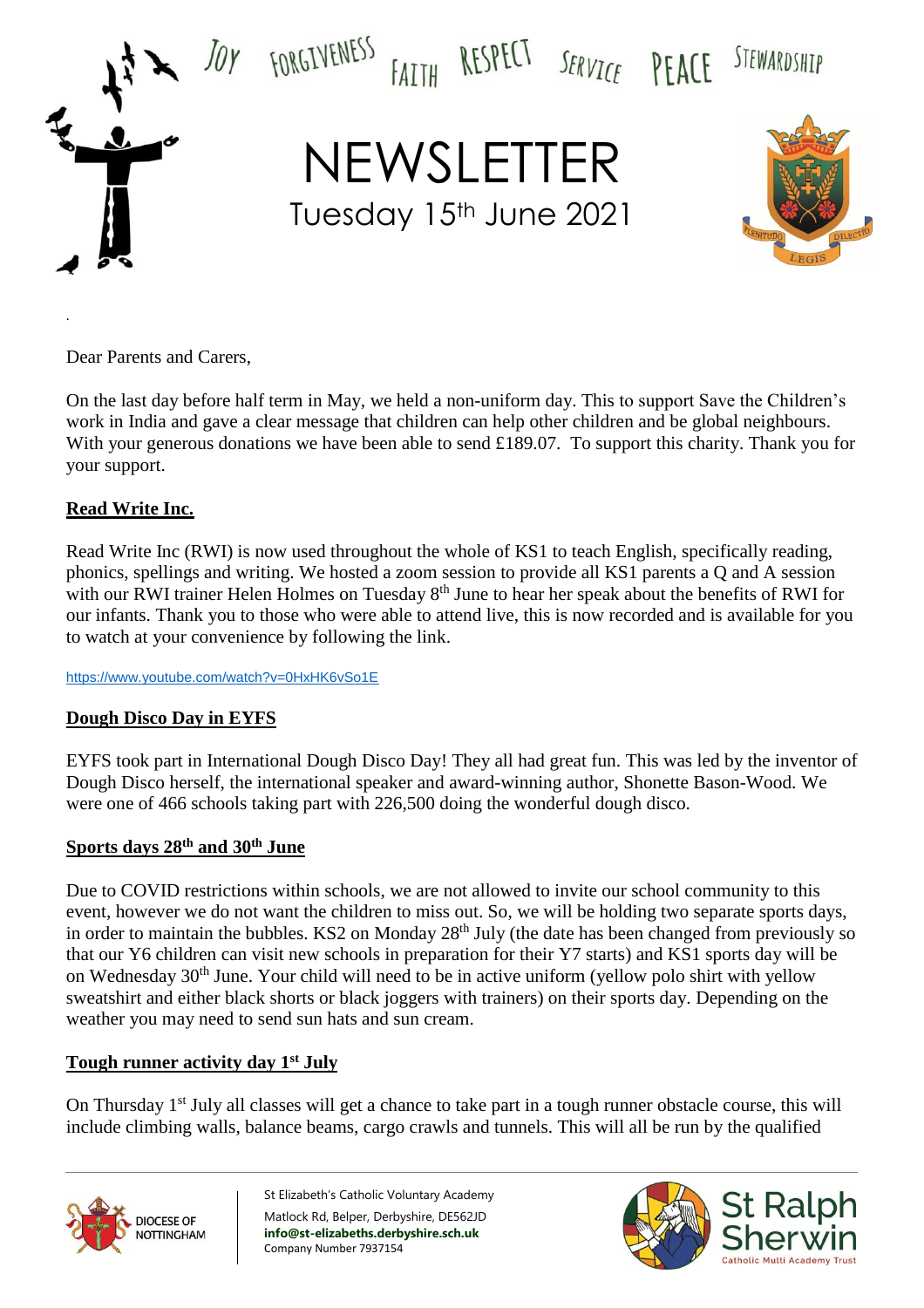JOY FORGIVENESS FAITH RESPECT SERVICE PEACE STEWARDSHIP

# NEWSLETTER

Tuesday 15th June 2021

Dear Parents and Carers,

On the last day before half term in May, we held a non-uniform day. This to support Save the Children's work in India and gave a clear message that children can help other children and be global neighbours. With your generous donations we have been able to send £189.07. To support this charity. Thank you for your support.

## Read Write Inc.

Read Write Inc (RWI) is now used throughout the whole of KS1 to teach English, specifically reading, phonics, spellings and writing. We hosted a zoom session to provide all KS1 parents a Q and A session with our RWI trainer Helen Holmes on Tuesday 8th June to hear her speak about the benefits of RWI for our infants. Thank you to those who were able to attend live, this is now recorded and is available for you to watch at your convenience by following the link.

https://www.youtube.com/watch?v=0HxHK6vSo1E

## Dough Disco Day in EYFS

EYFS took part in International Dough Disco Day! They all had great fun. This was led by the inventor of Dough Disco herself, the international speaker and award-winning author, Shonette Bason-Wood. We were one of 466 schools taking part with 226,500 doing the wonderful dough disco.

## Sports days 28th and 30th June

Due to COVID restrictions within schools, we are not allowed to invite our school community to this event, however we do not want the children to miss out. So, we will be holding two separate sports days, in order to maintain the bubbles. KS2 on Monday 28th July (the date has been changed from previously so that our Y6 children can visit new schools in preparation for their Y7 starts) and KS1 sports day will be on Wednesday 30th June. Your child will need to be in active uniform (yellow polo shirt with yellow sweatshirt and either black shorts or black joggers with trainers) on their sports day. Depending on the weather you may need to send sun hats and sun cream.

## Tough runner activity day 1st July

On Thursday 1st July all classes will get a chance to take part in a tough runner obstacle course, this will include climbing walls, balance beams, cargo crawls and tunnels. This will all be run by the qualified

St Elizabeth's Catholic Voluntary Academy
Matlock Rd, Belper, Derbyshire, DE562JD
**info@st-elizabeths.derbyshire.sch.uk**
Company Number 7937154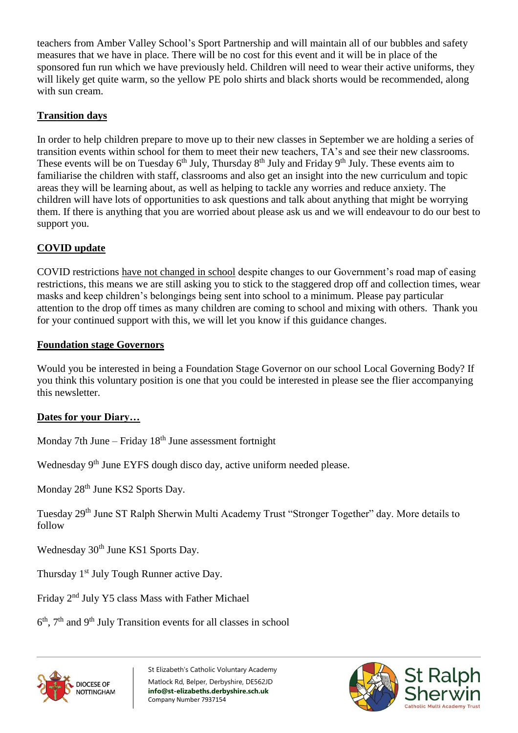teachers from Amber Valley School's Sport Partnership and will maintain all of our bubbles and safety measures that we have in place. There will be no cost for this event and it will be in place of the sponsored fun run which we have previously held. Children will need to wear their active uniforms, they will likely get quite warm, so the yellow PE polo shirts and black shorts would be recommended, along with sun cream.

## Transition days

In order to help children prepare to move up to their new classes in September we are holding a series of transition events within school for them to meet their new teachers, TA's and see their new classrooms. These events will be on Tuesday 6th July, Thursday 8th July and Friday 9th July. These events aim to familiarise the children with staff, classrooms and also get an insight into the new curriculum and topic areas they will be learning about, as well as helping to tackle any worries and reduce anxiety. The children will have lots of opportunities to ask questions and talk about anything that might be worrying them. If there is anything that you are worried about please ask us and we will endeavour to do our best to support you.

## COVID update

COVID restrictions have not changed in school despite changes to our Government's road map of easing restrictions, this means we are still asking you to stick to the staggered drop off and collection times, wear masks and keep children's belongings being sent into school to a minimum. Please pay particular attention to the drop off times as many children are coming to school and mixing with others. Thank you for your continued support with this, we will let you know if this guidance changes.

## Foundation stage Governors

Would you be interested in being a Foundation Stage Governor on our school Local Governing Body? If you think this voluntary position is one that you could be interested in please see the flier accompanying this newsletter.

## Dates for your Diary…

Monday 7th June – Friday 18th June assessment fortnight

Wednesday 9th June EYFS dough disco day, active uniform needed please.

Monday 28th June KS2 Sports Day.

Tuesday 29th June ST Ralph Sherwin Multi Academy Trust "Stronger Together" day. More details to follow

Wednesday 30th June KS1 Sports Day.

Thursday 1st July Tough Runner active Day.

Friday 2nd July Y5 class Mass with Father Michael

6th, 7th and 9th July Transition events for all classes in school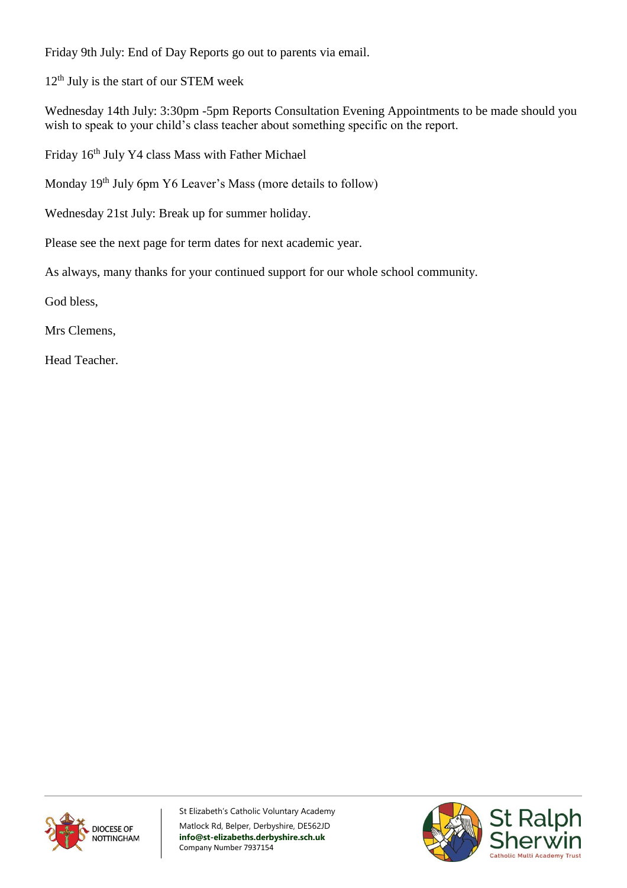Friday 9th July: End of Day Reports go out to parents via email.

12th July is the start of our STEM week

Wednesday 14th July: 3:30pm -5pm Reports Consultation Evening Appointments to be made should you wish to speak to your child's class teacher about something specific on the report.

Friday 16th July Y4 class Mass with Father Michael

Monday 19th July 6pm Y6 Leaver's Mass (more details to follow)

Wednesday 21st July: Break up for summer holiday.

Please see the next page for term dates for next academic year.

As always, many thanks for your continued support for our whole school community.

God bless,

Mrs Clemens,

Head Teacher.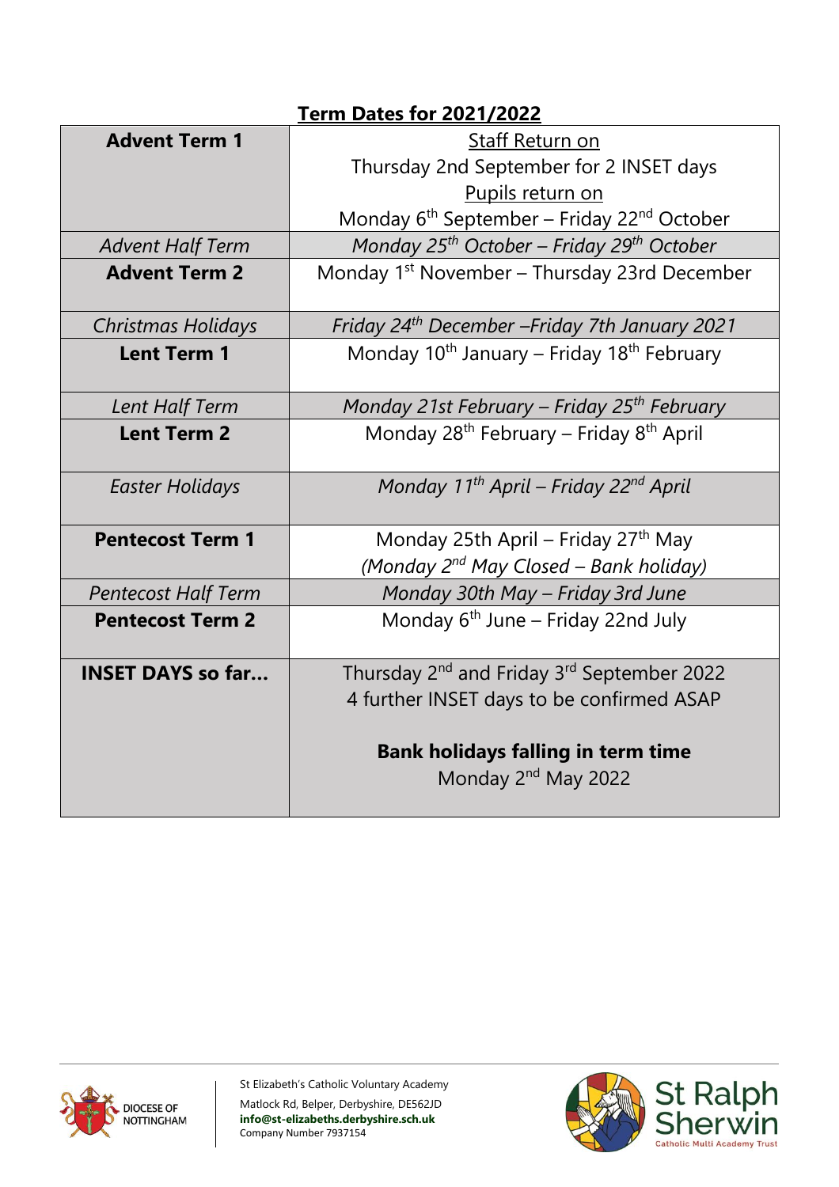## Term Dates for 2021/2022

| | |
|---|---|
| **Advent Term 1** | Staff Return on<br>Thursday 2nd September for 2 INSET days<br>Pupils return on<br>Monday 6th September – Friday 22nd October |
| *Advent Half Term* | *Monday 25th October – Friday 29th October* |
| **Advent Term 2** | Monday 1st November – Thursday 23rd December |
| *Christmas Holidays* | *Friday 24th December –Friday 7th January 2021* |
| **Lent Term 1** | Monday 10th January – Friday 18th February |
| *Lent Half Term* | *Monday 21st February – Friday 25th February* |
| **Lent Term 2** | Monday 28th February – Friday 8th April |
| *Easter Holidays* | *Monday 11th April – Friday 22nd April* |
| **Pentecost Term 1** | Monday 25th April – Friday 27th May<br>*(Monday 2nd May Closed – Bank holiday)* |
| *Pentecost Half Term* | *Monday 30th May – Friday 3rd June* |
| **Pentecost Term 2** | Monday 6th June – Friday 22nd July |
| **INSET DAYS so far…** | Thursday 2nd and Friday 3rd September 2022<br>4 further INSET days to be confirmed ASAP<br><br>**Bank holidays falling in term time**<br>Monday 2nd May 2022 |

DIOCESE OF NOTTINGHAM

St Elizabeth's Catholic Voluntary Academy
Matlock Rd, Belper, Derbyshire, DE562JD
**info@st-elizabeths.derbyshire.sch.uk**
Company Number 7937154

St Ralph Sherwin
Catholic Multi Academy Trust